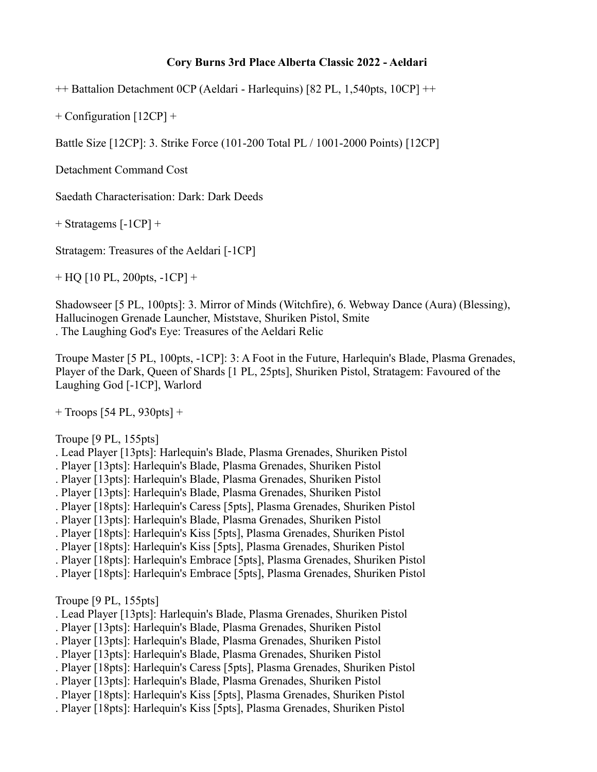**Cory Burns 3rd Place Alberta Classic 2022 - Aeldari**

++ Battalion Detachment 0CP (Aeldari - Harlequins) [82 PL, 1,540pts, 10CP] ++

+ Configuration [12CP] +

Battle Size [12CP]: 3. Strike Force (101-200 Total PL / 1001-2000 Points) [12CP]

Detachment Command Cost

Saedath Characterisation: Dark: Dark Deeds

+ Stratagems [-1CP] +

Stratagem: Treasures of the Aeldari [-1CP]

+ HQ [10 PL, 200pts, -1CP] +

Shadowseer [5 PL, 100pts]: 3. Mirror of Minds (Witchfire), 6. Webway Dance (Aura) (Blessing), Hallucinogen Grenade Launcher, Miststave, Shuriken Pistol, Smite
. The Laughing God's Eye: Treasures of the Aeldari Relic

Troupe Master [5 PL, 100pts, -1CP]: 3: A Foot in the Future, Harlequin's Blade, Plasma Grenades, Player of the Dark, Queen of Shards [1 PL, 25pts], Shuriken Pistol, Stratagem: Favoured of the Laughing God [-1CP], Warlord

+ Troops [54 PL, 930pts] +

Troupe [9 PL, 155pts]
. Lead Player [13pts]: Harlequin's Blade, Plasma Grenades, Shuriken Pistol
. Player [13pts]: Harlequin's Blade, Plasma Grenades, Shuriken Pistol
. Player [13pts]: Harlequin's Blade, Plasma Grenades, Shuriken Pistol
. Player [13pts]: Harlequin's Blade, Plasma Grenades, Shuriken Pistol
. Player [18pts]: Harlequin's Caress [5pts], Plasma Grenades, Shuriken Pistol
. Player [13pts]: Harlequin's Blade, Plasma Grenades, Shuriken Pistol
. Player [18pts]: Harlequin's Kiss [5pts], Plasma Grenades, Shuriken Pistol
. Player [18pts]: Harlequin's Kiss [5pts], Plasma Grenades, Shuriken Pistol
. Player [18pts]: Harlequin's Embrace [5pts], Plasma Grenades, Shuriken Pistol
. Player [18pts]: Harlequin's Embrace [5pts], Plasma Grenades, Shuriken Pistol

Troupe [9 PL, 155pts]
. Lead Player [13pts]: Harlequin's Blade, Plasma Grenades, Shuriken Pistol
. Player [13pts]: Harlequin's Blade, Plasma Grenades, Shuriken Pistol
. Player [13pts]: Harlequin's Blade, Plasma Grenades, Shuriken Pistol
. Player [13pts]: Harlequin's Blade, Plasma Grenades, Shuriken Pistol
. Player [18pts]: Harlequin's Caress [5pts], Plasma Grenades, Shuriken Pistol
. Player [13pts]: Harlequin's Blade, Plasma Grenades, Shuriken Pistol
. Player [18pts]: Harlequin's Kiss [5pts], Plasma Grenades, Shuriken Pistol
. Player [18pts]: Harlequin's Kiss [5pts], Plasma Grenades, Shuriken Pistol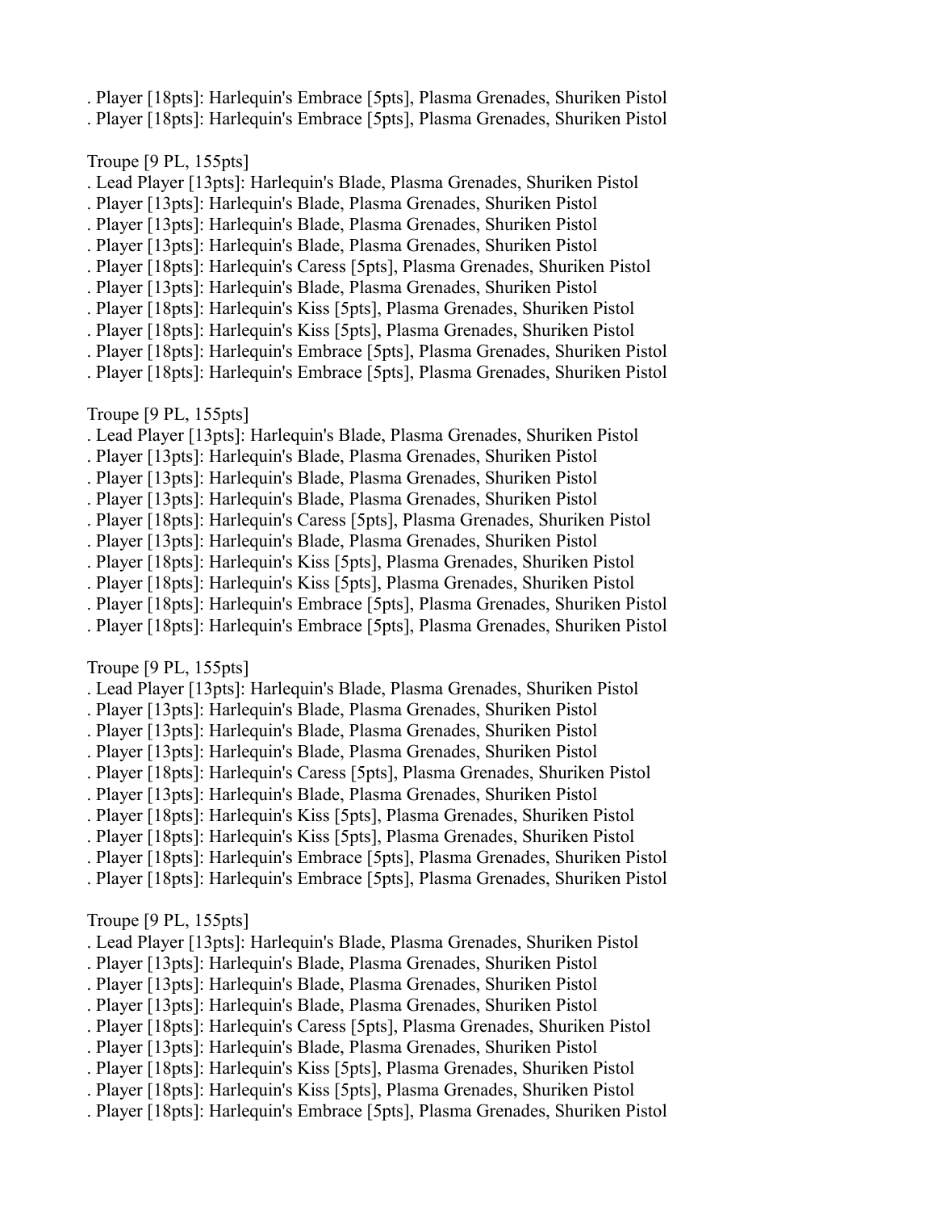. Player [18pts]: Harlequin's Embrace [5pts], Plasma Grenades, Shuriken Pistol
. Player [18pts]: Harlequin's Embrace [5pts], Plasma Grenades, Shuriken Pistol

Troupe [9 PL, 155pts]
. Lead Player [13pts]: Harlequin's Blade, Plasma Grenades, Shuriken Pistol
. Player [13pts]: Harlequin's Blade, Plasma Grenades, Shuriken Pistol
. Player [13pts]: Harlequin's Blade, Plasma Grenades, Shuriken Pistol
. Player [13pts]: Harlequin's Blade, Plasma Grenades, Shuriken Pistol
. Player [18pts]: Harlequin's Caress [5pts], Plasma Grenades, Shuriken Pistol
. Player [13pts]: Harlequin's Blade, Plasma Grenades, Shuriken Pistol
. Player [18pts]: Harlequin's Kiss [5pts], Plasma Grenades, Shuriken Pistol
. Player [18pts]: Harlequin's Kiss [5pts], Plasma Grenades, Shuriken Pistol
. Player [18pts]: Harlequin's Embrace [5pts], Plasma Grenades, Shuriken Pistol
. Player [18pts]: Harlequin's Embrace [5pts], Plasma Grenades, Shuriken Pistol

Troupe [9 PL, 155pts]
. Lead Player [13pts]: Harlequin's Blade, Plasma Grenades, Shuriken Pistol
. Player [13pts]: Harlequin's Blade, Plasma Grenades, Shuriken Pistol
. Player [13pts]: Harlequin's Blade, Plasma Grenades, Shuriken Pistol
. Player [13pts]: Harlequin's Blade, Plasma Grenades, Shuriken Pistol
. Player [18pts]: Harlequin's Caress [5pts], Plasma Grenades, Shuriken Pistol
. Player [13pts]: Harlequin's Blade, Plasma Grenades, Shuriken Pistol
. Player [18pts]: Harlequin's Kiss [5pts], Plasma Grenades, Shuriken Pistol
. Player [18pts]: Harlequin's Kiss [5pts], Plasma Grenades, Shuriken Pistol
. Player [18pts]: Harlequin's Embrace [5pts], Plasma Grenades, Shuriken Pistol
. Player [18pts]: Harlequin's Embrace [5pts], Plasma Grenades, Shuriken Pistol

Troupe [9 PL, 155pts]
. Lead Player [13pts]: Harlequin's Blade, Plasma Grenades, Shuriken Pistol
. Player [13pts]: Harlequin's Blade, Plasma Grenades, Shuriken Pistol
. Player [13pts]: Harlequin's Blade, Plasma Grenades, Shuriken Pistol
. Player [13pts]: Harlequin's Blade, Plasma Grenades, Shuriken Pistol
. Player [18pts]: Harlequin's Caress [5pts], Plasma Grenades, Shuriken Pistol
. Player [13pts]: Harlequin's Blade, Plasma Grenades, Shuriken Pistol
. Player [18pts]: Harlequin's Kiss [5pts], Plasma Grenades, Shuriken Pistol
. Player [18pts]: Harlequin's Kiss [5pts], Plasma Grenades, Shuriken Pistol
. Player [18pts]: Harlequin's Embrace [5pts], Plasma Grenades, Shuriken Pistol
. Player [18pts]: Harlequin's Embrace [5pts], Plasma Grenades, Shuriken Pistol

Troupe [9 PL, 155pts]
. Lead Player [13pts]: Harlequin's Blade, Plasma Grenades, Shuriken Pistol
. Player [13pts]: Harlequin's Blade, Plasma Grenades, Shuriken Pistol
. Player [13pts]: Harlequin's Blade, Plasma Grenades, Shuriken Pistol
. Player [13pts]: Harlequin's Blade, Plasma Grenades, Shuriken Pistol
. Player [18pts]: Harlequin's Caress [5pts], Plasma Grenades, Shuriken Pistol
. Player [13pts]: Harlequin's Blade, Plasma Grenades, Shuriken Pistol
. Player [18pts]: Harlequin's Kiss [5pts], Plasma Grenades, Shuriken Pistol
. Player [18pts]: Harlequin's Kiss [5pts], Plasma Grenades, Shuriken Pistol
. Player [18pts]: Harlequin's Embrace [5pts], Plasma Grenades, Shuriken Pistol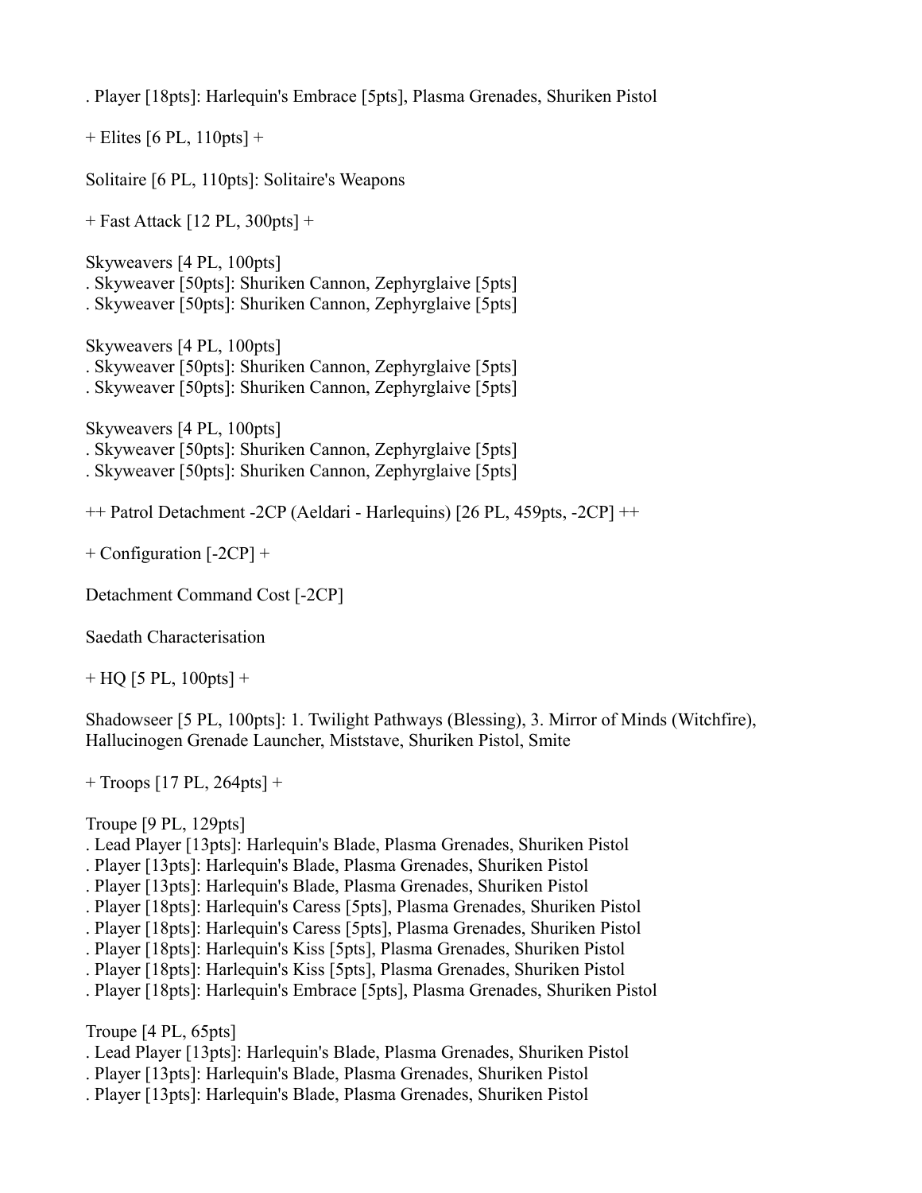. Player [18pts]: Harlequin's Embrace [5pts], Plasma Grenades, Shuriken Pistol

+ Elites [6 PL, 110pts] +

Solitaire [6 PL, 110pts]: Solitaire's Weapons

+ Fast Attack [12 PL, 300pts] +

Skyweavers [4 PL, 100pts]
. Skyweaver [50pts]: Shuriken Cannon, Zephyrglaive [5pts]
. Skyweaver [50pts]: Shuriken Cannon, Zephyrglaive [5pts]

Skyweavers [4 PL, 100pts]
. Skyweaver [50pts]: Shuriken Cannon, Zephyrglaive [5pts]
. Skyweaver [50pts]: Shuriken Cannon, Zephyrglaive [5pts]

Skyweavers [4 PL, 100pts]
. Skyweaver [50pts]: Shuriken Cannon, Zephyrglaive [5pts]
. Skyweaver [50pts]: Shuriken Cannon, Zephyrglaive [5pts]

++ Patrol Detachment -2CP (Aeldari - Harlequins) [26 PL, 459pts, -2CP] ++

+ Configuration [-2CP] +

Detachment Command Cost [-2CP]

Saedath Characterisation

+ HQ [5 PL, 100pts] +

Shadowseer [5 PL, 100pts]: 1. Twilight Pathways (Blessing), 3. Mirror of Minds (Witchfire), Hallucinogen Grenade Launcher, Miststave, Shuriken Pistol, Smite

+ Troops [17 PL, 264pts] +

Troupe [9 PL, 129pts]
. Lead Player [13pts]: Harlequin's Blade, Plasma Grenades, Shuriken Pistol
. Player [13pts]: Harlequin's Blade, Plasma Grenades, Shuriken Pistol
. Player [13pts]: Harlequin's Blade, Plasma Grenades, Shuriken Pistol
. Player [18pts]: Harlequin's Caress [5pts], Plasma Grenades, Shuriken Pistol
. Player [18pts]: Harlequin's Caress [5pts], Plasma Grenades, Shuriken Pistol
. Player [18pts]: Harlequin's Kiss [5pts], Plasma Grenades, Shuriken Pistol
. Player [18pts]: Harlequin's Kiss [5pts], Plasma Grenades, Shuriken Pistol
. Player [18pts]: Harlequin's Embrace [5pts], Plasma Grenades, Shuriken Pistol

Troupe [4 PL, 65pts]
. Lead Player [13pts]: Harlequin's Blade, Plasma Grenades, Shuriken Pistol
. Player [13pts]: Harlequin's Blade, Plasma Grenades, Shuriken Pistol
. Player [13pts]: Harlequin's Blade, Plasma Grenades, Shuriken Pistol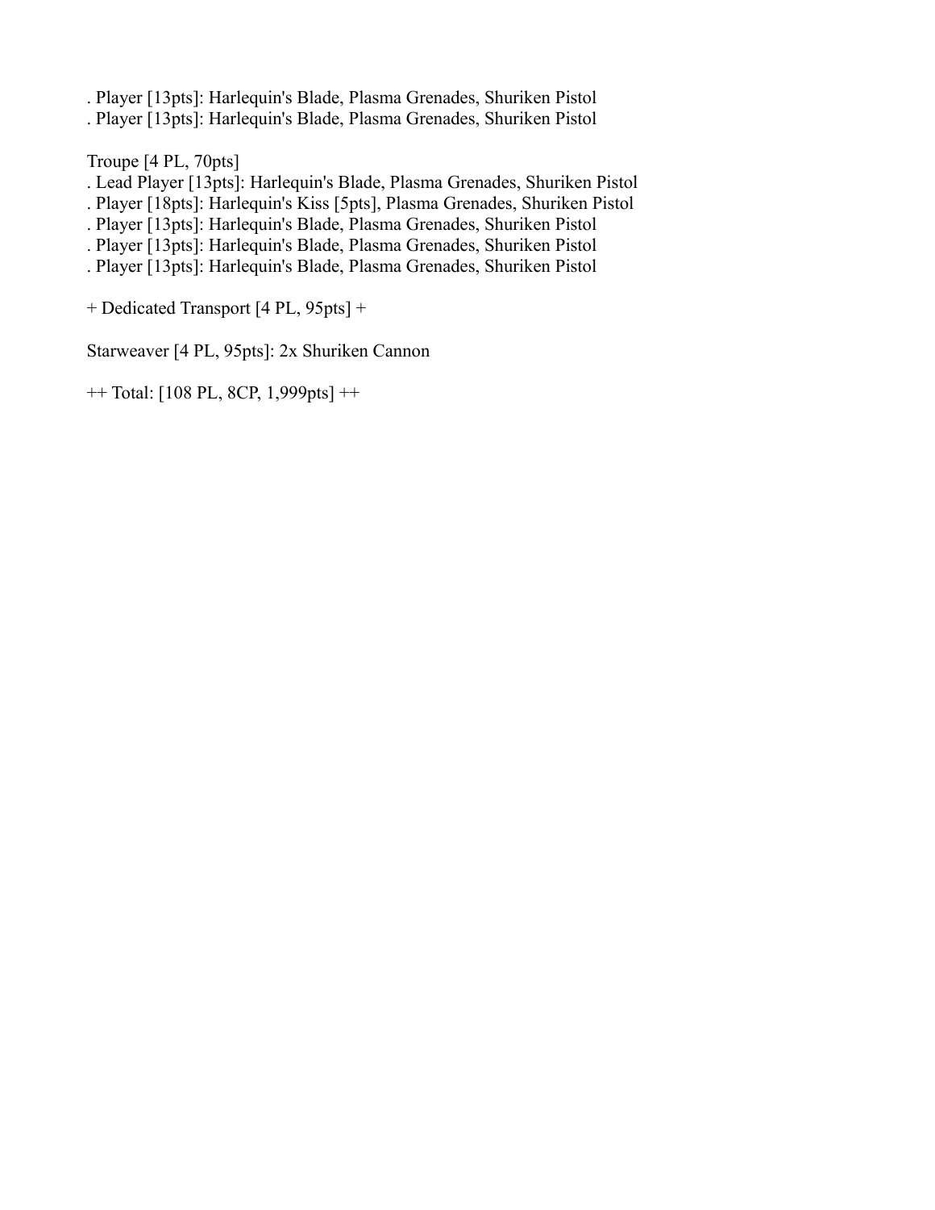. Player [13pts]: Harlequin's Blade, Plasma Grenades, Shuriken Pistol
. Player [13pts]: Harlequin's Blade, Plasma Grenades, Shuriken Pistol

Troupe [4 PL, 70pts]
. Lead Player [13pts]: Harlequin's Blade, Plasma Grenades, Shuriken Pistol
. Player [18pts]: Harlequin's Kiss [5pts], Plasma Grenades, Shuriken Pistol
. Player [13pts]: Harlequin's Blade, Plasma Grenades, Shuriken Pistol
. Player [13pts]: Harlequin's Blade, Plasma Grenades, Shuriken Pistol
. Player [13pts]: Harlequin's Blade, Plasma Grenades, Shuriken Pistol

+ Dedicated Transport [4 PL, 95pts] +

Starweaver [4 PL, 95pts]: 2x Shuriken Cannon

++ Total: [108 PL, 8CP, 1,999pts] ++